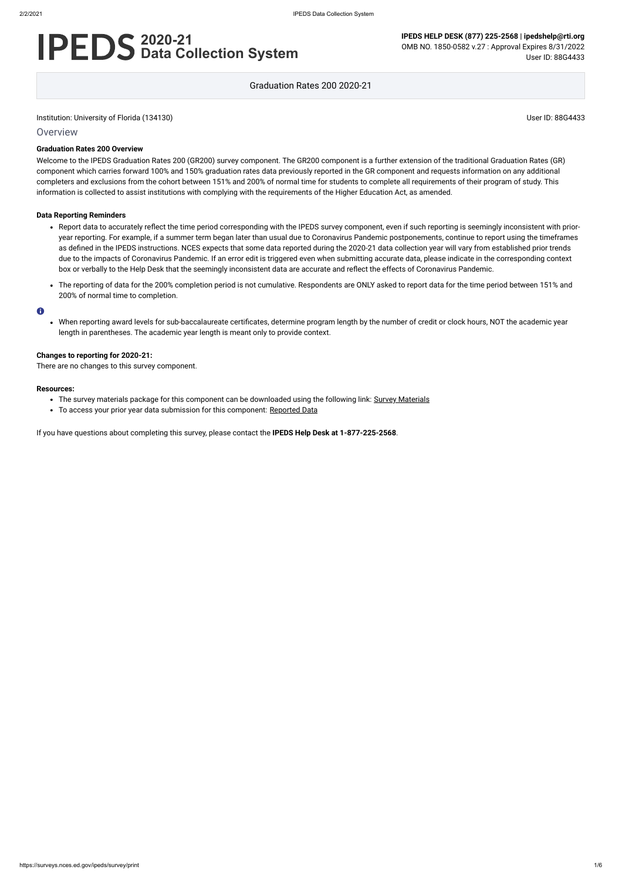# IPEDS 2020-21 Data Collection System

**IPEDS HELP DESK (877) 225-2568 | ipedshelp@rti.org**
OMB NO. 1850-0582 v.27 : Approval Expires 8/31/2022
User ID: 88G4433

Graduation Rates 200 2020-21

Institution: University of Florida (134130) User ID: 88G4433

## Overview

### Graduation Rates 200 Overview

Welcome to the IPEDS Graduation Rates 200 (GR200) survey component. The GR200 component is a further extension of the traditional Graduation Rates (GR) component which carries forward 100% and 150% graduation rates data previously reported in the GR component and requests information on any additional completers and exclusions from the cohort between 151% and 200% of normal time for students to complete all requirements of their program of study. This information is collected to assist institutions with complying with the requirements of the Higher Education Act, as amended.

### Data Reporting Reminders

- Report data to accurately reflect the time period corresponding with the IPEDS survey component, even if such reporting is seemingly inconsistent with prior-year reporting. For example, if a summer term began later than usual due to Coronavirus Pandemic postponements, continue to report using the timeframes as defined in the IPEDS instructions. NCES expects that some data reported during the 2020-21 data collection year will vary from established prior trends due to the impacts of Coronavirus Pandemic. If an error edit is triggered even when submitting accurate data, please indicate in the corresponding context box or verbally to the Help Desk that the seemingly inconsistent data are accurate and reflect the effects of Coronavirus Pandemic.
- The reporting of data for the 200% completion period is not cumulative. Respondents are ONLY asked to report data for the time period between 151% and 200% of normal time to completion.

- When reporting award levels for sub-baccalaureate certificates, determine program length by the number of credit or clock hours, NOT the academic year length in parentheses. The academic year length is meant only to provide context.

### Changes to reporting for 2020-21:

There are no changes to this survey component.

### Resources:

- The survey materials package for this component can be downloaded using the following link: Survey Materials
- To access your prior year data submission for this component: Reported Data

If you have questions about completing this survey, please contact the **IPEDS Help Desk at 1-877-225-2568**.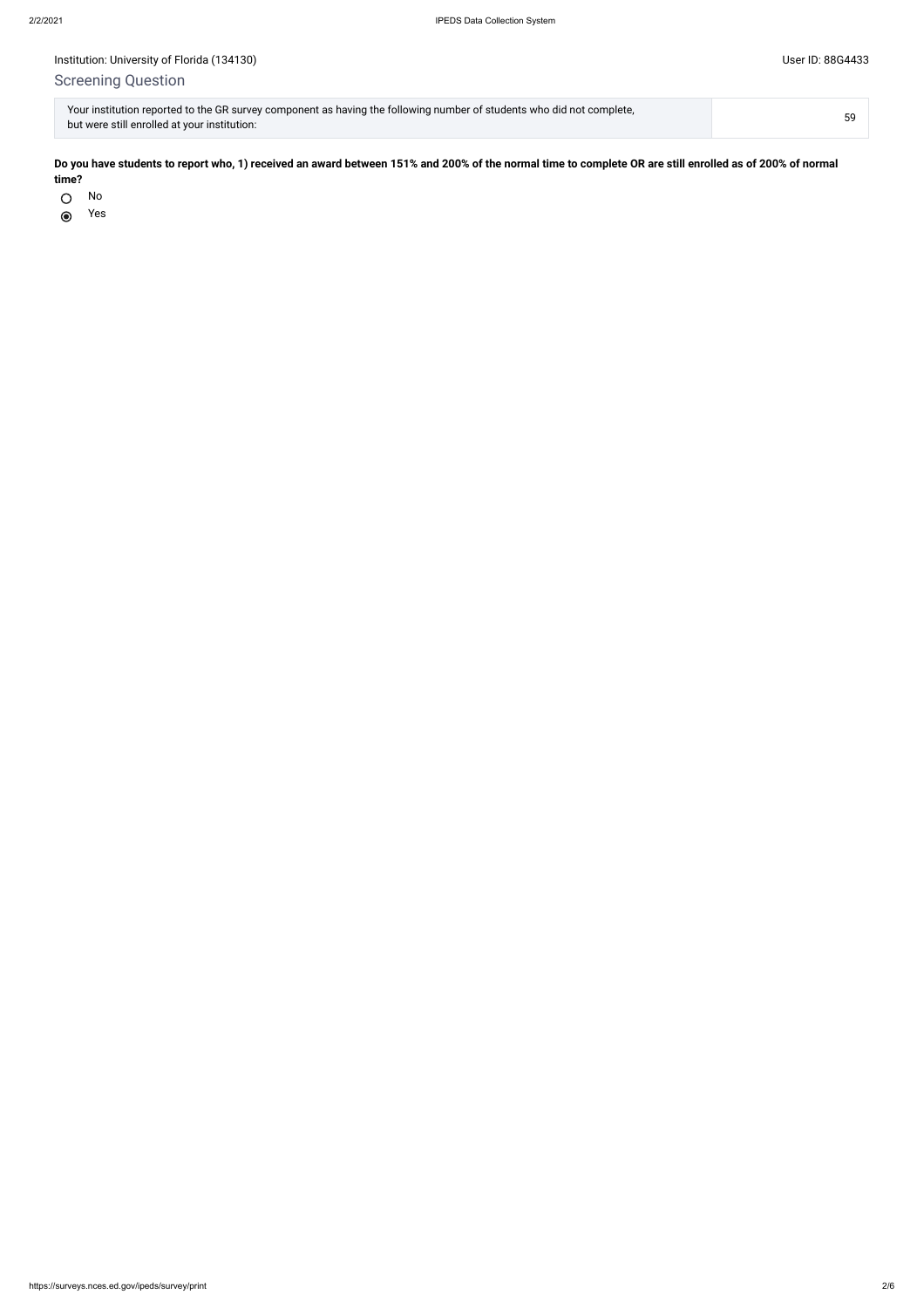Institution: University of Florida (134130)

User ID: 88G4433

## Screening Question

| Your institution reported to the GR survey component as having the following number of students who did not complete, but were still enrolled at your institution: | 59 |
| --- | --- |

**Do you have students to report who, 1) received an award between 151% and 200% of the normal time to complete OR are still enrolled as of 200% of normal time?**

- ○ No
- ◉ Yes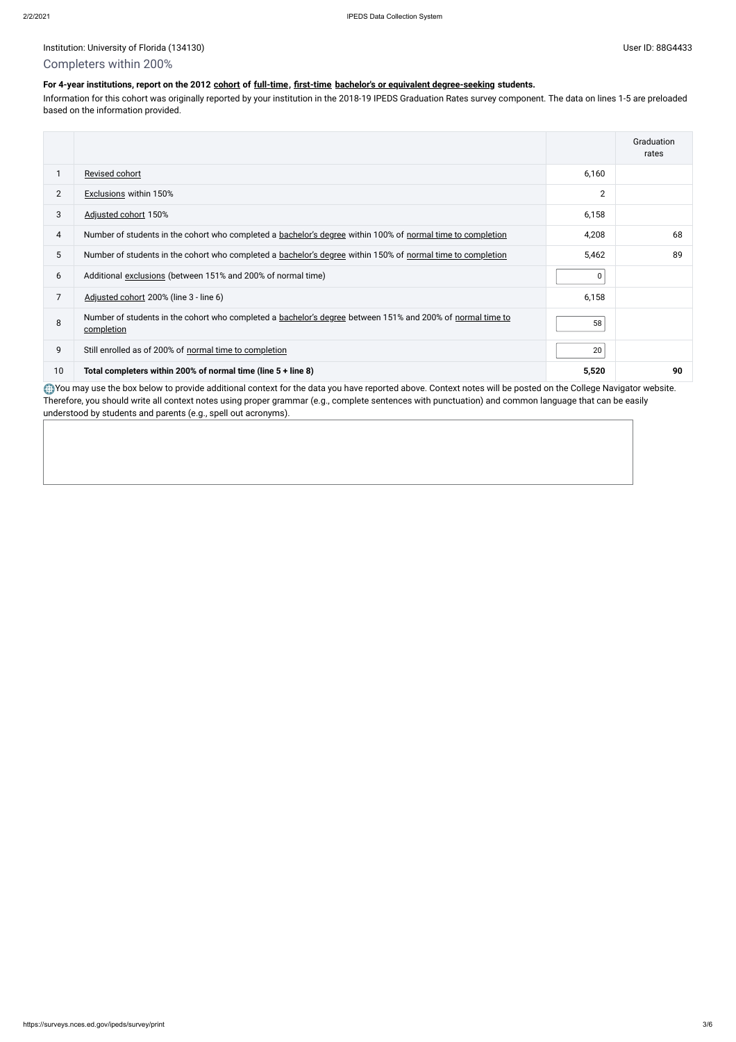Institution: University of Florida (134130)

User ID: 88G4433

## Completers within 200%

**For 4-year institutions, report on the 2012 cohort of full-time, first-time bachelor's or equivalent degree-seeking students.**

Information for this cohort was originally reported by your institution in the 2018-19 IPEDS Graduation Rates survey component. The data on lines 1-5 are preloaded based on the information provided.

| | | | Graduation rates |
|---|---|---|---|
| 1 | Revised cohort | 6,160 | |
| 2 | Exclusions within 150% | 2 | |
| 3 | Adjusted cohort 150% | 6,158 | |
| 4 | Number of students in the cohort who completed a bachelor's degree within 100% of normal time to completion | 4,208 | 68 |
| 5 | Number of students in the cohort who completed a bachelor's degree within 150% of normal time to completion | 5,462 | 89 |
| 6 | Additional exclusions (between 151% and 200% of normal time) | 0 | |
| 7 | Adjusted cohort 200% (line 3 - line 6) | 6,158 | |
| 8 | Number of students in the cohort who completed a bachelor's degree between 151% and 200% of normal time to completion | 58 | |
| 9 | Still enrolled as of 200% of normal time to completion | 20 | |
| 10 | **Total completers within 200% of normal time (line 5 + line 8)** | **5,520** | **90** |

You may use the box below to provide additional context for the data you have reported above. Context notes will be posted on the College Navigator website. Therefore, you should write all context notes using proper grammar (e.g., complete sentences with punctuation) and common language that can be easily understood by students and parents (e.g., spell out acronyms).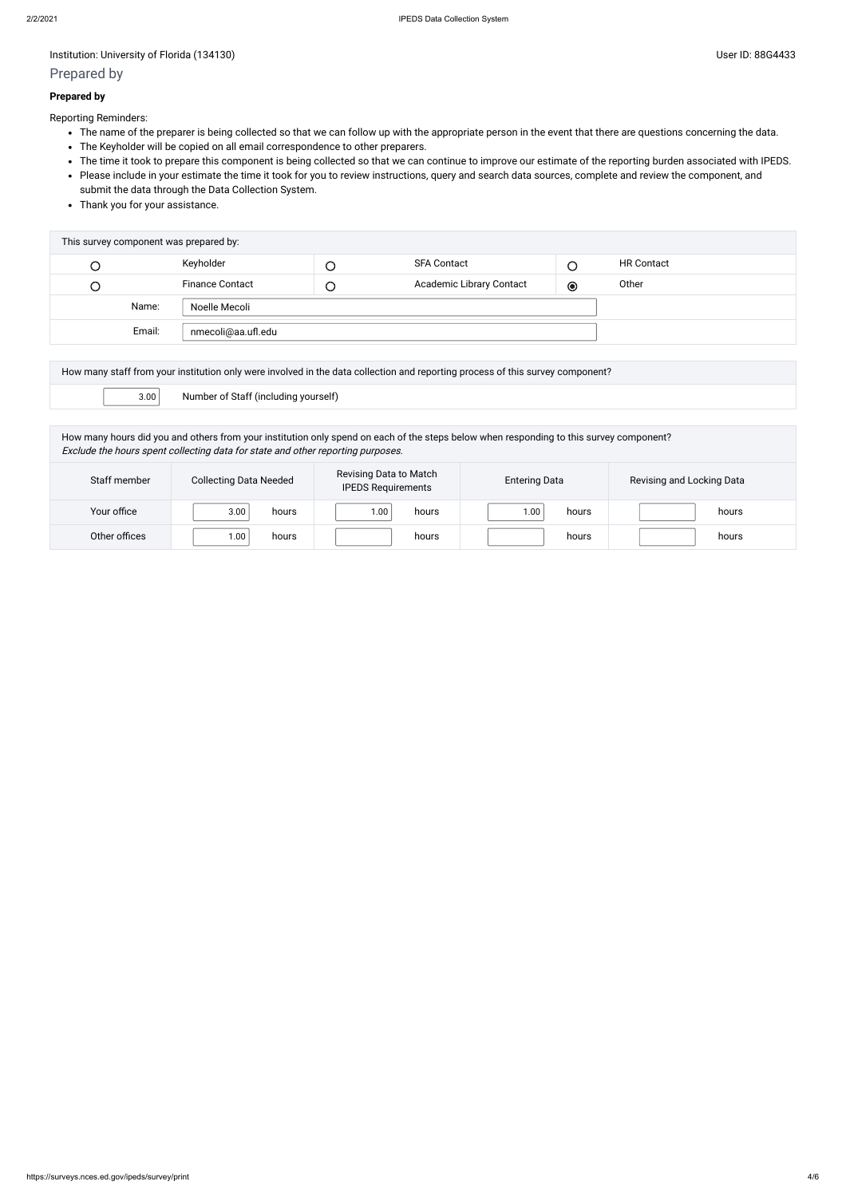Institution: University of Florida (134130)

User ID: 88G4433

## Prepared by

**Prepared by**

Reporting Reminders:

- The name of the preparer is being collected so that we can follow up with the appropriate person in the event that there are questions concerning the data.
- The Keyholder will be copied on all email correspondence to other preparers.
- The time it took to prepare this component is being collected so that we can continue to improve our estimate of the reporting burden associated with IPEDS.
- Please include in your estimate the time it took for you to review instructions, query and search data sources, complete and review the component, and submit the data through the Data Collection System.
- Thank you for your assistance.

| This survey component was prepared by: | | | | | |
|---|---|---|---|---|---|
| ○ | Keyholder | ○ | SFA Contact | ○ | HR Contact |
| ○ | Finance Contact | ○ | Academic Library Contact | ◉ | Other |
| Name: | Noelle Mecoli | | | | |
| Email: | nmecoli@aa.ufl.edu | | | | |

| How many staff from your institution only were involved in the data collection and reporting process of this survey component? | |
|---|---|
| 3.00 | Number of Staff (including yourself) |

How many hours did you and others from your institution only spend on each of the steps below when responding to this survey component?
*Exclude the hours spent collecting data for state and other reporting purposes.*

| Staff member | Collecting Data Needed | Revising Data to Match IPEDS Requirements | Entering Data | Revising and Locking Data |
|---|---|---|---|---|
| Your office | 3.00 hours | 1.00 hours | 1.00 hours | hours |
| Other offices | 1.00 hours | hours | hours | hours |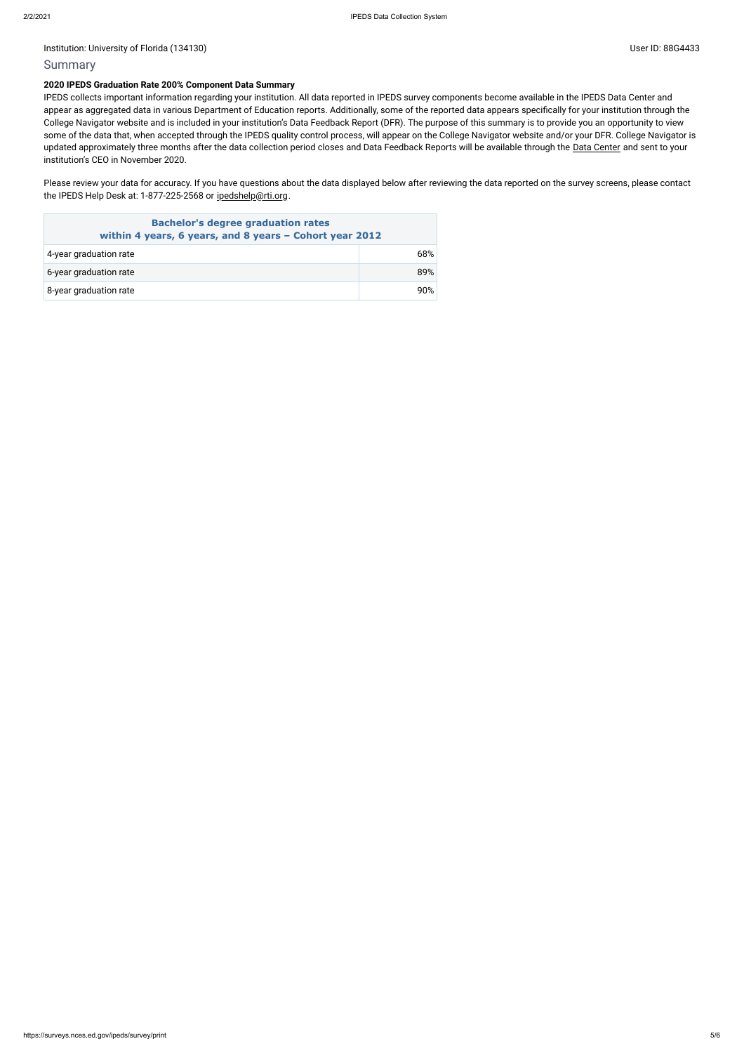Institution: University of Florida (134130)

User ID: 88G4433

## Summary

**2020 IPEDS Graduation Rate 200% Component Data Summary**

IPEDS collects important information regarding your institution. All data reported in IPEDS survey components become available in the IPEDS Data Center and appear as aggregated data in various Department of Education reports. Additionally, some of the reported data appears specifically for your institution through the College Navigator website and is included in your institution's Data Feedback Report (DFR). The purpose of this summary is to provide you an opportunity to view some of the data that, when accepted through the IPEDS quality control process, will appear on the College Navigator website and/or your DFR. College Navigator is updated approximately three months after the data collection period closes and Data Feedback Reports will be available through the Data Center and sent to your institution's CEO in November 2020.

Please review your data for accuracy. If you have questions about the data displayed below after reviewing the data reported on the survey screens, please contact the IPEDS Help Desk at: 1-877-225-2568 or ipedshelp@rti.org.

| Bachelor's degree graduation rates within 4 years, 6 years, and 8 years – Cohort year 2012 | |
|---|---|
| 4-year graduation rate | 68% |
| 6-year graduation rate | 89% |
| 8-year graduation rate | 90% |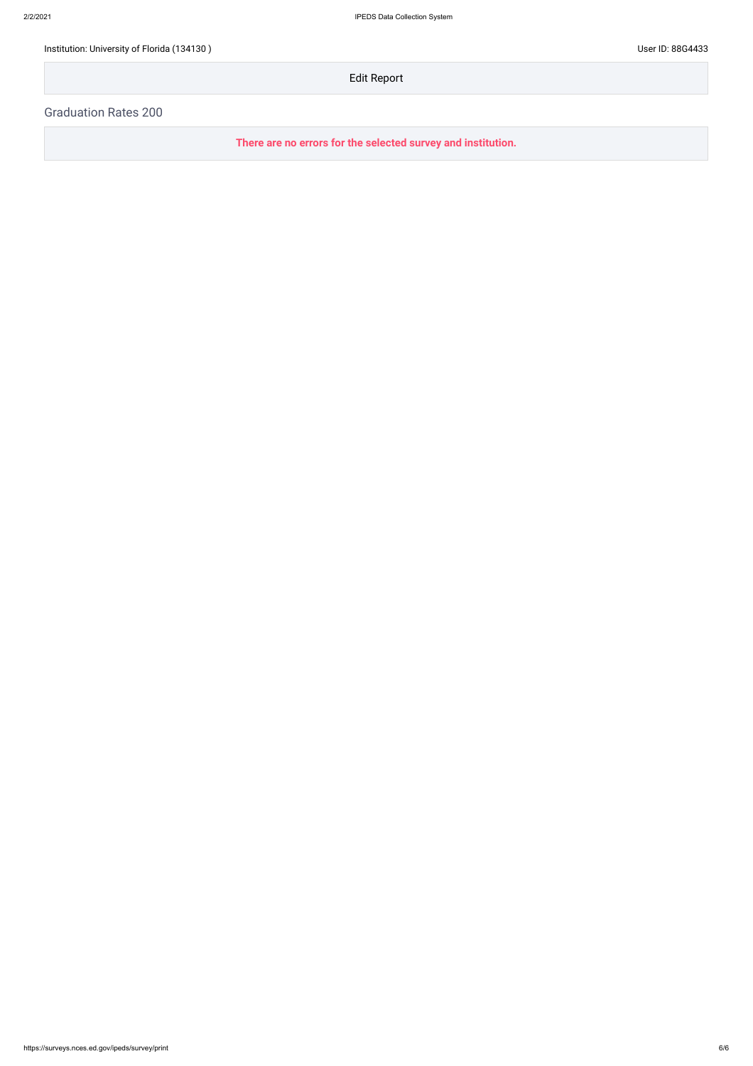Institution: University of Florida (134130 )

User ID: 88G4433

Edit Report

## Graduation Rates 200

**There are no errors for the selected survey and institution.**